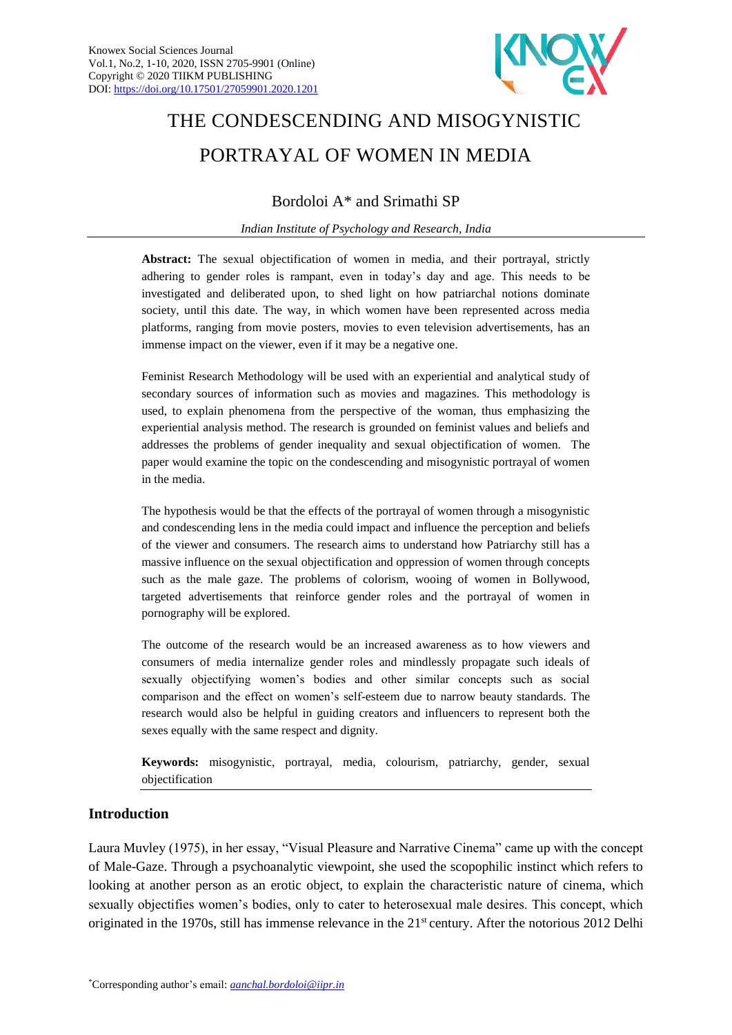Knowex Social Sciences Journal
Vol.1, No.2, 1-10, 2020, ISSN 2705-9901 (Online)
Copyright © 2020 TIIKM PUBLISHING
DOI: https://doi.org/10.17501/27059901.2020.1201

# THE CONDESCENDING AND MISOGYNISTIC PORTRAYAL OF WOMEN IN MEDIA

Bordoloi A* and Srimathi SP

*Indian Institute of Psychology and Research, India*

**Abstract:** The sexual objectification of women in media, and their portrayal, strictly adhering to gender roles is rampant, even in today's day and age. This needs to be investigated and deliberated upon, to shed light on how patriarchal notions dominate society, until this date. The way, in which women have been represented across media platforms, ranging from movie posters, movies to even television advertisements, has an immense impact on the viewer, even if it may be a negative one.

Feminist Research Methodology will be used with an experiential and analytical study of secondary sources of information such as movies and magazines. This methodology is used, to explain phenomena from the perspective of the woman, thus emphasizing the experiential analysis method. The research is grounded on feminist values and beliefs and addresses the problems of gender inequality and sexual objectification of women. The paper would examine the topic on the condescending and misogynistic portrayal of women in the media.

The hypothesis would be that the effects of the portrayal of women through a misogynistic and condescending lens in the media could impact and influence the perception and beliefs of the viewer and consumers. The research aims to understand how Patriarchy still has a massive influence on the sexual objectification and oppression of women through concepts such as the male gaze. The problems of colorism, wooing of women in Bollywood, targeted advertisements that reinforce gender roles and the portrayal of women in pornography will be explored.

The outcome of the research would be an increased awareness as to how viewers and consumers of media internalize gender roles and mindlessly propagate such ideals of sexually objectifying women's bodies and other similar concepts such as social comparison and the effect on women's self-esteem due to narrow beauty standards. The research would also be helpful in guiding creators and influencers to represent both the sexes equally with the same respect and dignity.

**Keywords:** misogynistic, portrayal, media, colourism, patriarchy, gender, sexual objectification

## Introduction

Laura Muvley (1975), in her essay, "Visual Pleasure and Narrative Cinema" came up with the concept of Male-Gaze. Through a psychoanalytic viewpoint, she used the scopophilic instinct which refers to looking at another person as an erotic object, to explain the characteristic nature of cinema, which sexually objectifies women's bodies, only to cater to heterosexual male desires. This concept, which originated in the 1970s, still has immense relevance in the 21st century. After the notorious 2012 Delhi

*Corresponding author's email: *aanchal.bordoloi@iipr.in*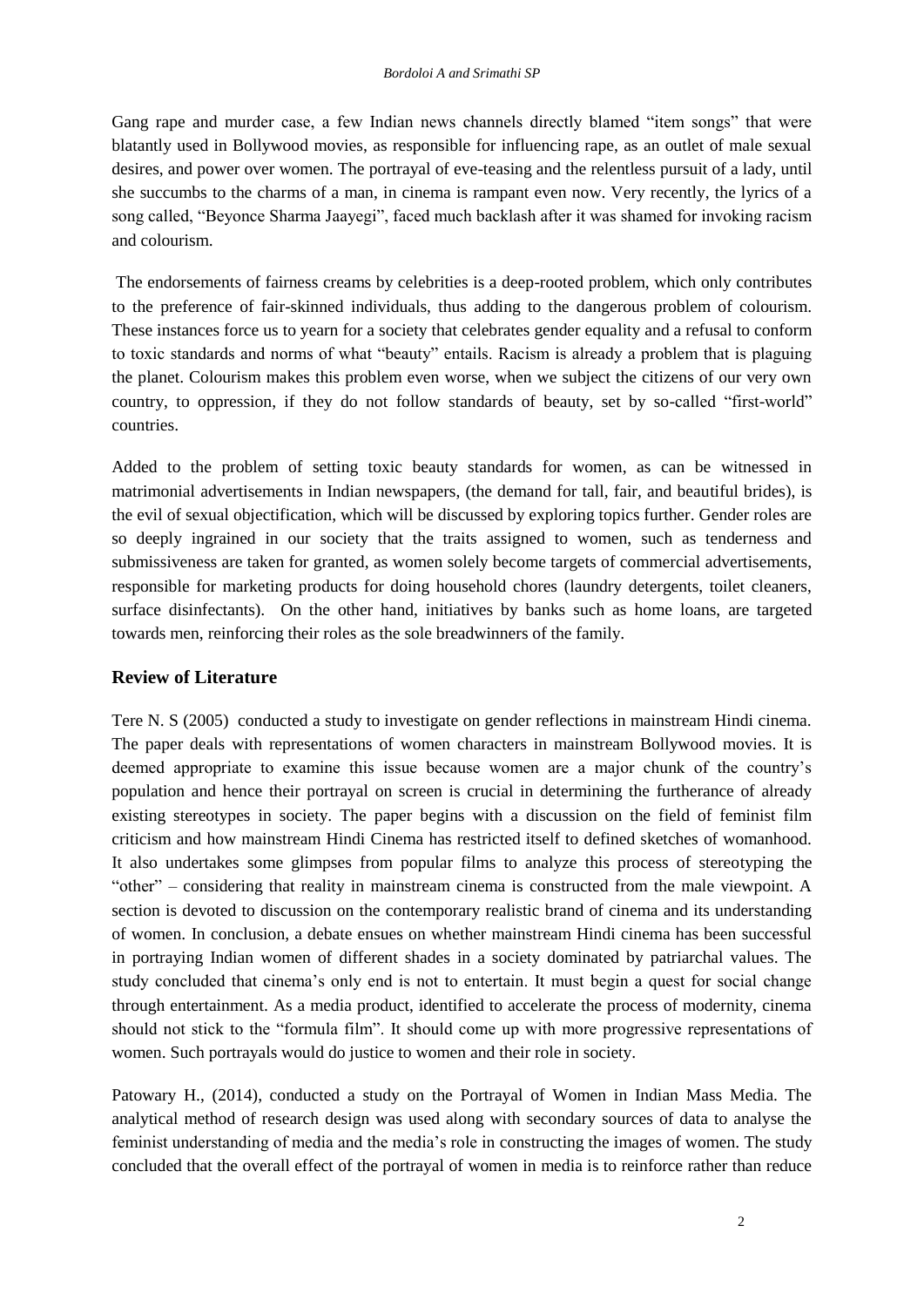Gang rape and murder case, a few Indian news channels directly blamed "item songs" that were blatantly used in Bollywood movies, as responsible for influencing rape, as an outlet of male sexual desires, and power over women. The portrayal of eve-teasing and the relentless pursuit of a lady, until she succumbs to the charms of a man, in cinema is rampant even now. Very recently, the lyrics of a song called, "Beyonce Sharma Jaayegi", faced much backlash after it was shamed for invoking racism and colourism.

The endorsements of fairness creams by celebrities is a deep-rooted problem, which only contributes to the preference of fair-skinned individuals, thus adding to the dangerous problem of colourism. These instances force us to yearn for a society that celebrates gender equality and a refusal to conform to toxic standards and norms of what "beauty" entails. Racism is already a problem that is plaguing the planet. Colourism makes this problem even worse, when we subject the citizens of our very own country, to oppression, if they do not follow standards of beauty, set by so-called "first-world" countries.

Added to the problem of setting toxic beauty standards for women, as can be witnessed in matrimonial advertisements in Indian newspapers, (the demand for tall, fair, and beautiful brides), is the evil of sexual objectification, which will be discussed by exploring topics further. Gender roles are so deeply ingrained in our society that the traits assigned to women, such as tenderness and submissiveness are taken for granted, as women solely become targets of commercial advertisements, responsible for marketing products for doing household chores (laundry detergents, toilet cleaners, surface disinfectants). On the other hand, initiatives by banks such as home loans, are targeted towards men, reinforcing their roles as the sole breadwinners of the family.

## Review of Literature

Tere N. S (2005) conducted a study to investigate on gender reflections in mainstream Hindi cinema. The paper deals with representations of women characters in mainstream Bollywood movies. It is deemed appropriate to examine this issue because women are a major chunk of the country's population and hence their portrayal on screen is crucial in determining the furtherance of already existing stereotypes in society. The paper begins with a discussion on the field of feminist film criticism and how mainstream Hindi Cinema has restricted itself to defined sketches of womanhood. It also undertakes some glimpses from popular films to analyze this process of stereotyping the "other" – considering that reality in mainstream cinema is constructed from the male viewpoint. A section is devoted to discussion on the contemporary realistic brand of cinema and its understanding of women. In conclusion, a debate ensues on whether mainstream Hindi cinema has been successful in portraying Indian women of different shades in a society dominated by patriarchal values. The study concluded that cinema's only end is not to entertain. It must begin a quest for social change through entertainment. As a media product, identified to accelerate the process of modernity, cinema should not stick to the "formula film". It should come up with more progressive representations of women. Such portrayals would do justice to women and their role in society.

Patowary H., (2014), conducted a study on the Portrayal of Women in Indian Mass Media. The analytical method of research design was used along with secondary sources of data to analyse the feminist understanding of media and the media's role in constructing the images of women. The study concluded that the overall effect of the portrayal of women in media is to reinforce rather than reduce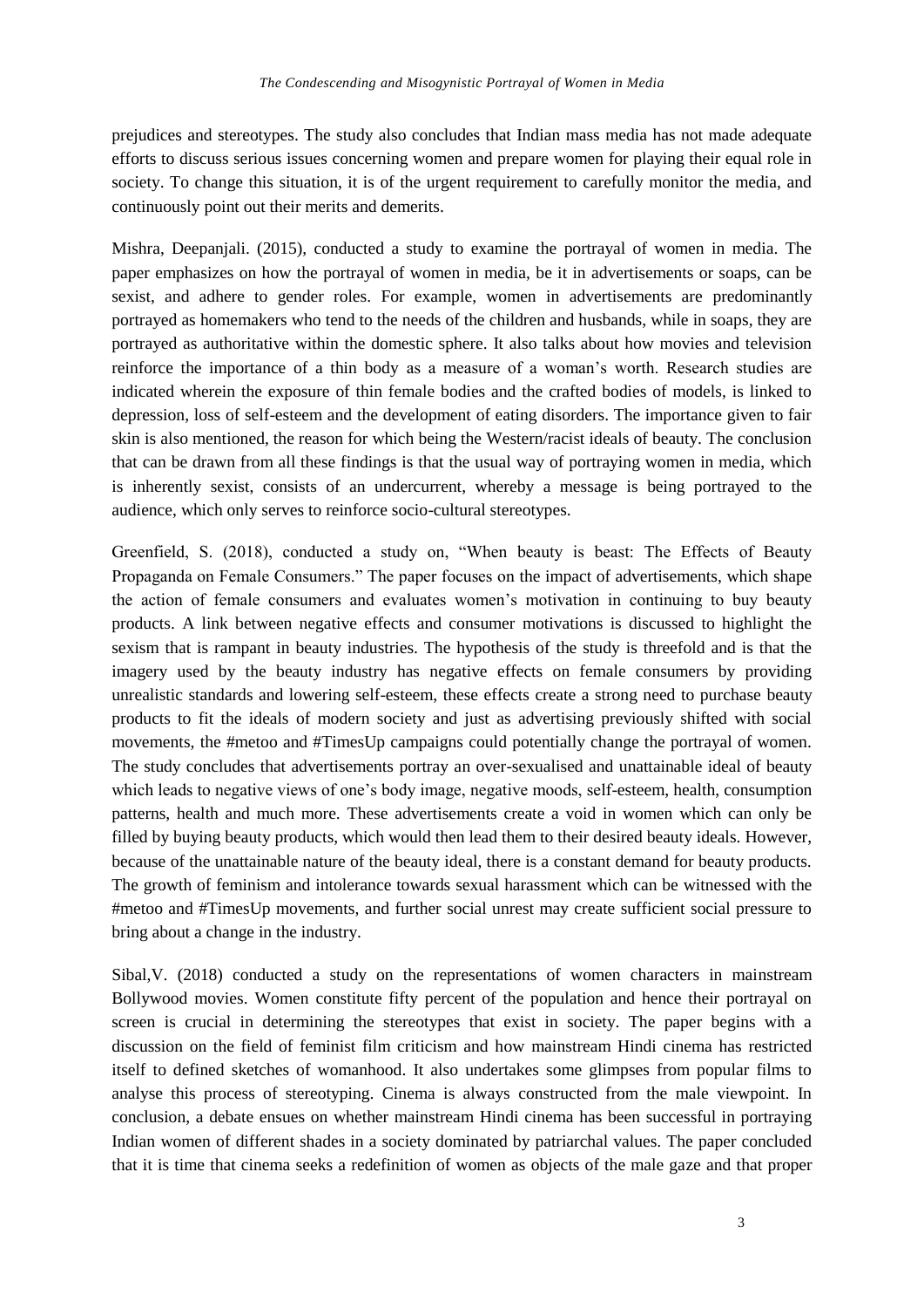prejudices and stereotypes. The study also concludes that Indian mass media has not made adequate efforts to discuss serious issues concerning women and prepare women for playing their equal role in society. To change this situation, it is of the urgent requirement to carefully monitor the media, and continuously point out their merits and demerits.

Mishra, Deepanjali. (2015), conducted a study to examine the portrayal of women in media. The paper emphasizes on how the portrayal of women in media, be it in advertisements or soaps, can be sexist, and adhere to gender roles. For example, women in advertisements are predominantly portrayed as homemakers who tend to the needs of the children and husbands, while in soaps, they are portrayed as authoritative within the domestic sphere. It also talks about how movies and television reinforce the importance of a thin body as a measure of a woman's worth. Research studies are indicated wherein the exposure of thin female bodies and the crafted bodies of models, is linked to depression, loss of self-esteem and the development of eating disorders. The importance given to fair skin is also mentioned, the reason for which being the Western/racist ideals of beauty. The conclusion that can be drawn from all these findings is that the usual way of portraying women in media, which is inherently sexist, consists of an undercurrent, whereby a message is being portrayed to the audience, which only serves to reinforce socio-cultural stereotypes.

Greenfield, S. (2018), conducted a study on, "When beauty is beast: The Effects of Beauty Propaganda on Female Consumers." The paper focuses on the impact of advertisements, which shape the action of female consumers and evaluates women's motivation in continuing to buy beauty products. A link between negative effects and consumer motivations is discussed to highlight the sexism that is rampant in beauty industries. The hypothesis of the study is threefold and is that the imagery used by the beauty industry has negative effects on female consumers by providing unrealistic standards and lowering self-esteem, these effects create a strong need to purchase beauty products to fit the ideals of modern society and just as advertising previously shifted with social movements, the #metoo and #TimesUp campaigns could potentially change the portrayal of women. The study concludes that advertisements portray an over-sexualised and unattainable ideal of beauty which leads to negative views of one's body image, negative moods, self-esteem, health, consumption patterns, health and much more. These advertisements create a void in women which can only be filled by buying beauty products, which would then lead them to their desired beauty ideals. However, because of the unattainable nature of the beauty ideal, there is a constant demand for beauty products. The growth of feminism and intolerance towards sexual harassment which can be witnessed with the #metoo and #TimesUp movements, and further social unrest may create sufficient social pressure to bring about a change in the industry.

Sibal,V. (2018) conducted a study on the representations of women characters in mainstream Bollywood movies. Women constitute fifty percent of the population and hence their portrayal on screen is crucial in determining the stereotypes that exist in society. The paper begins with a discussion on the field of feminist film criticism and how mainstream Hindi cinema has restricted itself to defined sketches of womanhood. It also undertakes some glimpses from popular films to analyse this process of stereotyping. Cinema is always constructed from the male viewpoint. In conclusion, a debate ensues on whether mainstream Hindi cinema has been successful in portraying Indian women of different shades in a society dominated by patriarchal values. The paper concluded that it is time that cinema seeks a redefinition of women as objects of the male gaze and that proper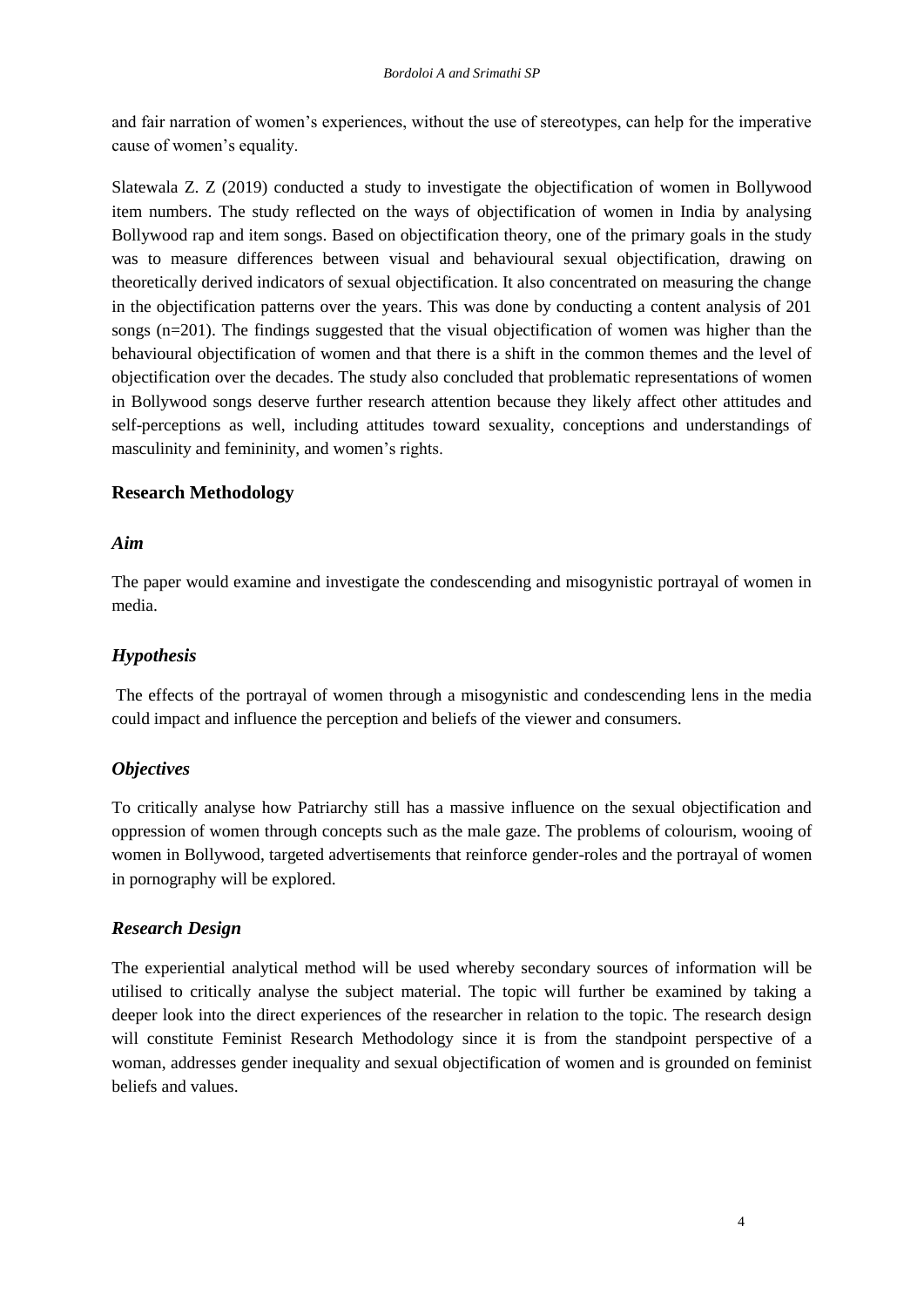and fair narration of women's experiences, without the use of stereotypes, can help for the imperative cause of women's equality.

Slatewala Z. Z (2019) conducted a study to investigate the objectification of women in Bollywood item numbers. The study reflected on the ways of objectification of women in India by analysing Bollywood rap and item songs. Based on objectification theory, one of the primary goals in the study was to measure differences between visual and behavioural sexual objectification, drawing on theoretically derived indicators of sexual objectification. It also concentrated on measuring the change in the objectification patterns over the years. This was done by conducting a content analysis of 201 songs (n=201). The findings suggested that the visual objectification of women was higher than the behavioural objectification of women and that there is a shift in the common themes and the level of objectification over the decades. The study also concluded that problematic representations of women in Bollywood songs deserve further research attention because they likely affect other attitudes and self-perceptions as well, including attitudes toward sexuality, conceptions and understandings of masculinity and femininity, and women's rights.

## Research Methodology

### *Aim*

The paper would examine and investigate the condescending and misogynistic portrayal of women in media.

### *Hypothesis*

The effects of the portrayal of women through a misogynistic and condescending lens in the media could impact and influence the perception and beliefs of the viewer and consumers.

### *Objectives*

To critically analyse how Patriarchy still has a massive influence on the sexual objectification and oppression of women through concepts such as the male gaze. The problems of colourism, wooing of women in Bollywood, targeted advertisements that reinforce gender-roles and the portrayal of women in pornography will be explored.

### *Research Design*

The experiential analytical method will be used whereby secondary sources of information will be utilised to critically analyse the subject material. The topic will further be examined by taking a deeper look into the direct experiences of the researcher in relation to the topic. The research design will constitute Feminist Research Methodology since it is from the standpoint perspective of a woman, addresses gender inequality and sexual objectification of women and is grounded on feminist beliefs and values.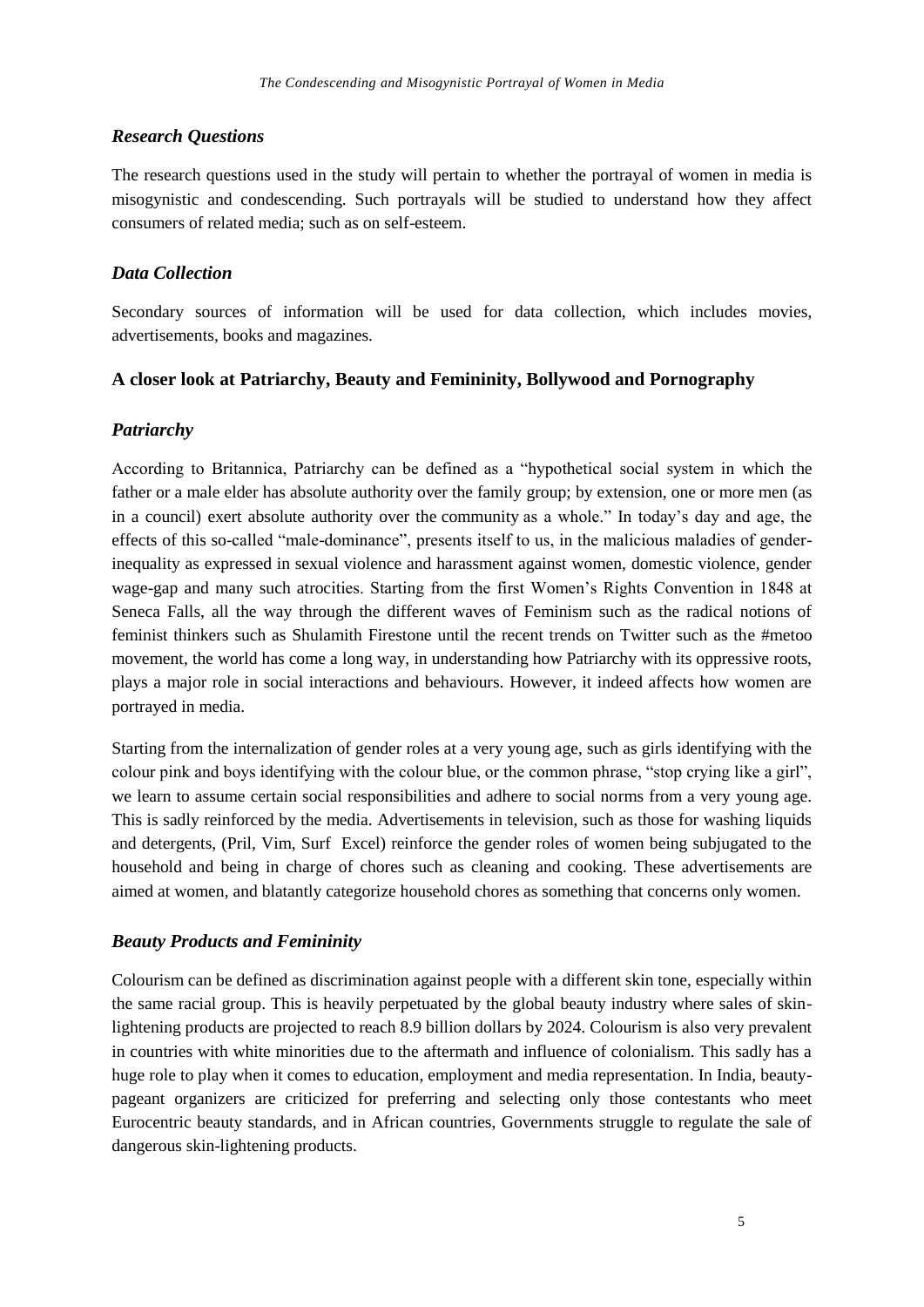### *Research Questions*

The research questions used in the study will pertain to whether the portrayal of women in media is misogynistic and condescending. Such portrayals will be studied to understand how they affect consumers of related media; such as on self-esteem.

### *Data Collection*

Secondary sources of information will be used for data collection, which includes movies, advertisements, books and magazines.

## **A closer look at Patriarchy, Beauty and Femininity, Bollywood and Pornography**

### *Patriarchy*

According to Britannica, Patriarchy can be defined as a "hypothetical social system in which the father or a male elder has absolute authority over the family group; by extension, one or more men (as in a council) exert absolute authority over the community as a whole." In today's day and age, the effects of this so-called "male-dominance", presents itself to us, in the malicious maladies of gender-inequality as expressed in sexual violence and harassment against women, domestic violence, gender wage-gap and many such atrocities. Starting from the first Women's Rights Convention in 1848 at Seneca Falls, all the way through the different waves of Feminism such as the radical notions of feminist thinkers such as Shulamith Firestone until the recent trends on Twitter such as the #metoo movement, the world has come a long way, in understanding how Patriarchy with its oppressive roots, plays a major role in social interactions and behaviours. However, it indeed affects how women are portrayed in media.

Starting from the internalization of gender roles at a very young age, such as girls identifying with the colour pink and boys identifying with the colour blue, or the common phrase, "stop crying like a girl", we learn to assume certain social responsibilities and adhere to social norms from a very young age. This is sadly reinforced by the media. Advertisements in television, such as those for washing liquids and detergents, (Pril, Vim, Surf Excel) reinforce the gender roles of women being subjugated to the household and being in charge of chores such as cleaning and cooking. These advertisements are aimed at women, and blatantly categorize household chores as something that concerns only women.

### *Beauty Products and Femininity*

Colourism can be defined as discrimination against people with a different skin tone, especially within the same racial group. This is heavily perpetuated by the global beauty industry where sales of skin-lightening products are projected to reach 8.9 billion dollars by 2024. Colourism is also very prevalent in countries with white minorities due to the aftermath and influence of colonialism. This sadly has a huge role to play when it comes to education, employment and media representation. In India, beauty-pageant organizers are criticized for preferring and selecting only those contestants who meet Eurocentric beauty standards, and in African countries, Governments struggle to regulate the sale of dangerous skin-lightening products.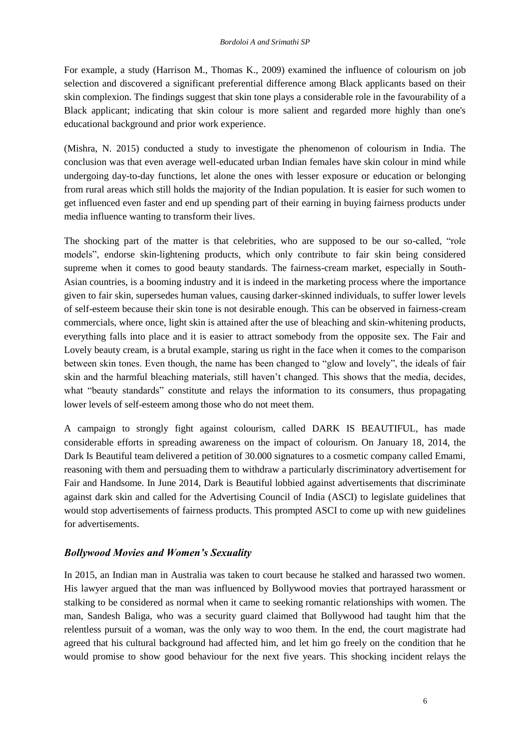For example, a study (Harrison M., Thomas K., 2009) examined the influence of colourism on job selection and discovered a significant preferential difference among Black applicants based on their skin complexion. The findings suggest that skin tone plays a considerable role in the favourability of a Black applicant; indicating that skin colour is more salient and regarded more highly than one's educational background and prior work experience.

(Mishra, N. 2015) conducted a study to investigate the phenomenon of colourism in India. The conclusion was that even average well-educated urban Indian females have skin colour in mind while undergoing day-to-day functions, let alone the ones with lesser exposure or education or belonging from rural areas which still holds the majority of the Indian population. It is easier for such women to get influenced even faster and end up spending part of their earning in buying fairness products under media influence wanting to transform their lives.

The shocking part of the matter is that celebrities, who are supposed to be our so-called, "role models", endorse skin-lightening products, which only contribute to fair skin being considered supreme when it comes to good beauty standards. The fairness-cream market, especially in South-Asian countries, is a booming industry and it is indeed in the marketing process where the importance given to fair skin, supersedes human values, causing darker-skinned individuals, to suffer lower levels of self-esteem because their skin tone is not desirable enough. This can be observed in fairness-cream commercials, where once, light skin is attained after the use of bleaching and skin-whitening products, everything falls into place and it is easier to attract somebody from the opposite sex. The Fair and Lovely beauty cream, is a brutal example, staring us right in the face when it comes to the comparison between skin tones. Even though, the name has been changed to "glow and lovely", the ideals of fair skin and the harmful bleaching materials, still haven't changed. This shows that the media, decides, what "beauty standards" constitute and relays the information to its consumers, thus propagating lower levels of self-esteem among those who do not meet them.

A campaign to strongly fight against colourism, called DARK IS BEAUTIFUL, has made considerable efforts in spreading awareness on the impact of colourism. On January 18, 2014, the Dark Is Beautiful team delivered a petition of 30.000 signatures to a cosmetic company called Emami, reasoning with them and persuading them to withdraw a particularly discriminatory advertisement for Fair and Handsome. In June 2014, Dark is Beautiful lobbied against advertisements that discriminate against dark skin and called for the Advertising Council of India (ASCI) to legislate guidelines that would stop advertisements of fairness products. This prompted ASCI to come up with new guidelines for advertisements.

### *Bollywood Movies and Women's Sexuality*

In 2015, an Indian man in Australia was taken to court because he stalked and harassed two women. His lawyer argued that the man was influenced by Bollywood movies that portrayed harassment or stalking to be considered as normal when it came to seeking romantic relationships with women. The man, Sandesh Baliga, who was a security guard claimed that Bollywood had taught him that the relentless pursuit of a woman, was the only way to woo them. In the end, the court magistrate had agreed that his cultural background had affected him, and let him go freely on the condition that he would promise to show good behaviour for the next five years. This shocking incident relays the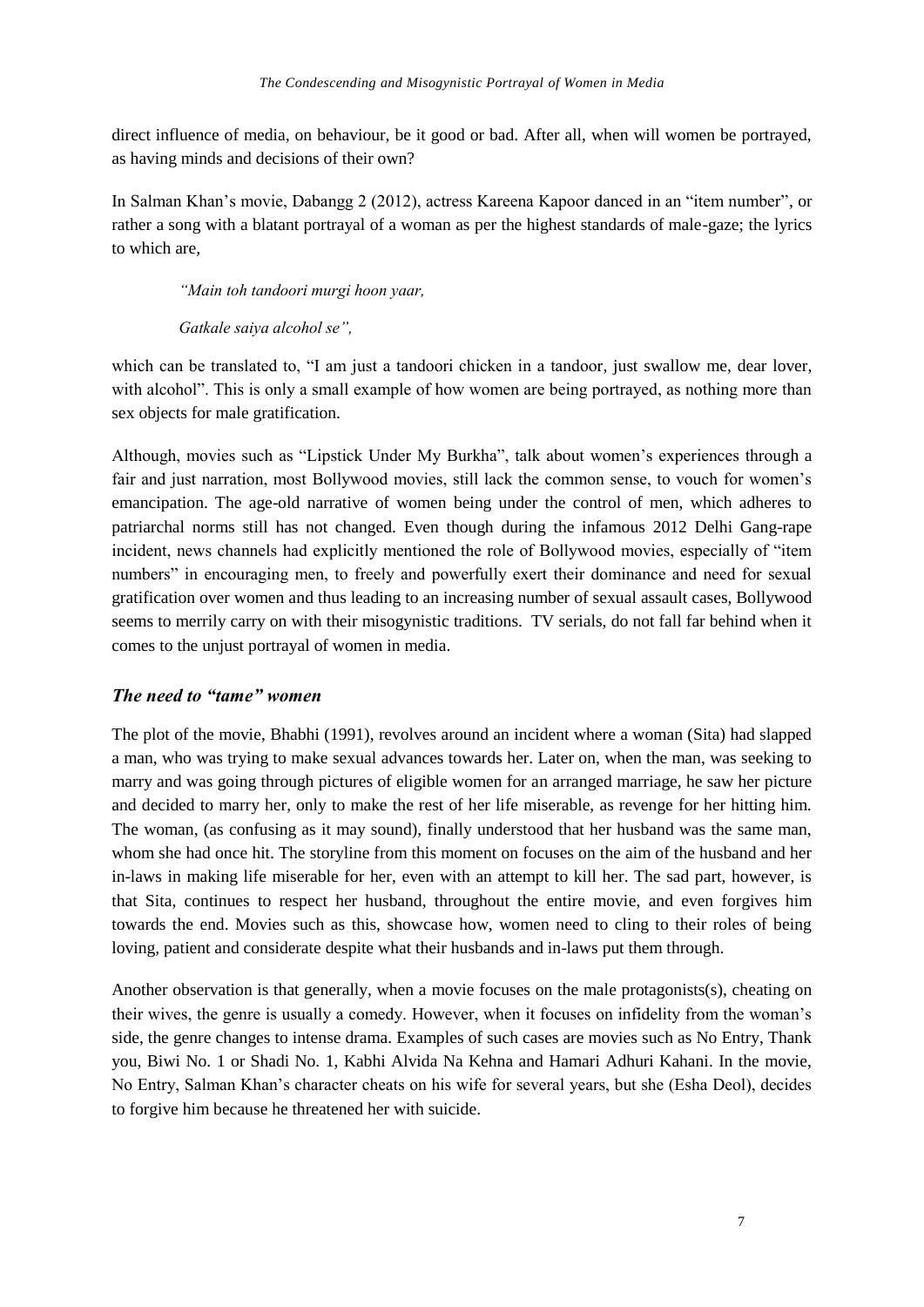direct influence of media, on behaviour, be it good or bad. After all, when will women be portrayed, as having minds and decisions of their own?

In Salman Khan's movie, Dabangg 2 (2012), actress Kareena Kapoor danced in an "item number", or rather a song with a blatant portrayal of a woman as per the highest standards of male-gaze; the lyrics to which are,

> *"Main toh tandoori murgi hoon yaar,*
>
> *Gatkale saiya alcohol se",*

which can be translated to, "I am just a tandoori chicken in a tandoor, just swallow me, dear lover, with alcohol". This is only a small example of how women are being portrayed, as nothing more than sex objects for male gratification.

Although, movies such as "Lipstick Under My Burkha", talk about women's experiences through a fair and just narration, most Bollywood movies, still lack the common sense, to vouch for women's emancipation. The age-old narrative of women being under the control of men, which adheres to patriarchal norms still has not changed. Even though during the infamous 2012 Delhi Gang-rape incident, news channels had explicitly mentioned the role of Bollywood movies, especially of "item numbers" in encouraging men, to freely and powerfully exert their dominance and need for sexual gratification over women and thus leading to an increasing number of sexual assault cases, Bollywood seems to merrily carry on with their misogynistic traditions. TV serials, do not fall far behind when it comes to the unjust portrayal of women in media.

## *The need to "tame" women*

The plot of the movie, Bhabhi (1991), revolves around an incident where a woman (Sita) had slapped a man, who was trying to make sexual advances towards her. Later on, when the man, was seeking to marry and was going through pictures of eligible women for an arranged marriage, he saw her picture and decided to marry her, only to make the rest of her life miserable, as revenge for her hitting him. The woman, (as confusing as it may sound), finally understood that her husband was the same man, whom she had once hit. The storyline from this moment on focuses on the aim of the husband and her in-laws in making life miserable for her, even with an attempt to kill her. The sad part, however, is that Sita, continues to respect her husband, throughout the entire movie, and even forgives him towards the end. Movies such as this, showcase how, women need to cling to their roles of being loving, patient and considerate despite what their husbands and in-laws put them through.

Another observation is that generally, when a movie focuses on the male protagonists(s), cheating on their wives, the genre is usually a comedy. However, when it focuses on infidelity from the woman's side, the genre changes to intense drama. Examples of such cases are movies such as No Entry, Thank you, Biwi No. 1 or Shadi No. 1, Kabhi Alvida Na Kehna and Hamari Adhuri Kahani. In the movie, No Entry, Salman Khan's character cheats on his wife for several years, but she (Esha Deol), decides to forgive him because he threatened her with suicide.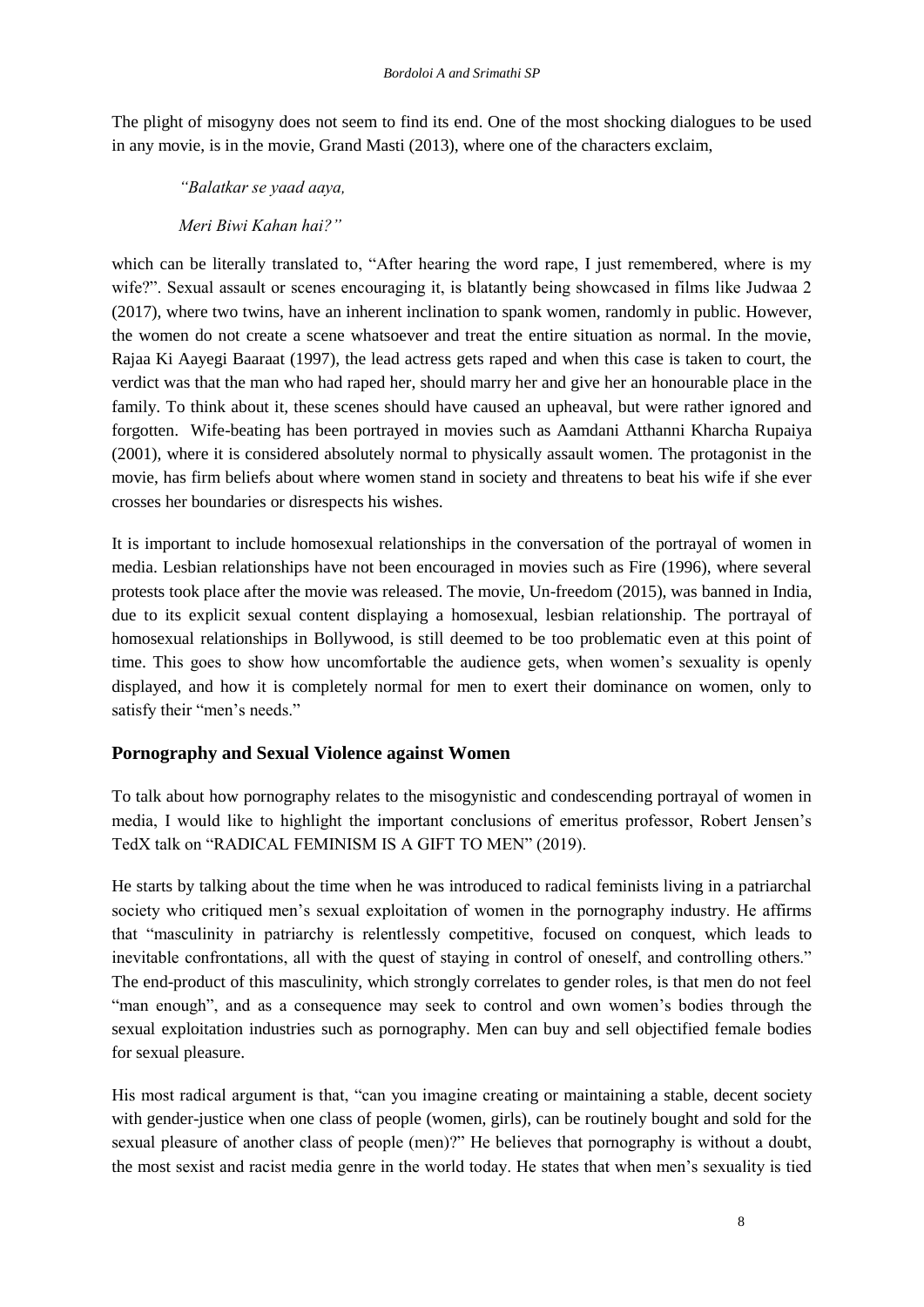The plight of misogyny does not seem to find its end. One of the most shocking dialogues to be used in any movie, is in the movie, Grand Masti (2013), where one of the characters exclaim,

> *"Balatkar se yaad aaya,*
>
> *Meri Biwi Kahan hai?"*

which can be literally translated to, "After hearing the word rape, I just remembered, where is my wife?". Sexual assault or scenes encouraging it, is blatantly being showcased in films like Judwaa 2 (2017), where two twins, have an inherent inclination to spank women, randomly in public. However, the women do not create a scene whatsoever and treat the entire situation as normal. In the movie, Rajaa Ki Aayegi Baaraat (1997), the lead actress gets raped and when this case is taken to court, the verdict was that the man who had raped her, should marry her and give her an honourable place in the family. To think about it, these scenes should have caused an upheaval, but were rather ignored and forgotten. Wife-beating has been portrayed in movies such as Aamdani Atthanni Kharcha Rupaiya (2001), where it is considered absolutely normal to physically assault women. The protagonist in the movie, has firm beliefs about where women stand in society and threatens to beat his wife if she ever crosses her boundaries or disrespects his wishes.

It is important to include homosexual relationships in the conversation of the portrayal of women in media. Lesbian relationships have not been encouraged in movies such as Fire (1996), where several protests took place after the movie was released. The movie, Un-freedom (2015), was banned in India, due to its explicit sexual content displaying a homosexual, lesbian relationship. The portrayal of homosexual relationships in Bollywood, is still deemed to be too problematic even at this point of time. This goes to show how uncomfortable the audience gets, when women's sexuality is openly displayed, and how it is completely normal for men to exert their dominance on women, only to satisfy their "men's needs."

## Pornography and Sexual Violence against Women

To talk about how pornography relates to the misogynistic and condescending portrayal of women in media, I would like to highlight the important conclusions of emeritus professor, Robert Jensen's TedX talk on "RADICAL FEMINISM IS A GIFT TO MEN" (2019).

He starts by talking about the time when he was introduced to radical feminists living in a patriarchal society who critiqued men's sexual exploitation of women in the pornography industry. He affirms that "masculinity in patriarchy is relentlessly competitive, focused on conquest, which leads to inevitable confrontations, all with the quest of staying in control of oneself, and controlling others." The end-product of this masculinity, which strongly correlates to gender roles, is that men do not feel "man enough", and as a consequence may seek to control and own women's bodies through the sexual exploitation industries such as pornography. Men can buy and sell objectified female bodies for sexual pleasure.

His most radical argument is that, "can you imagine creating or maintaining a stable, decent society with gender-justice when one class of people (women, girls), can be routinely bought and sold for the sexual pleasure of another class of people (men)?" He believes that pornography is without a doubt, the most sexist and racist media genre in the world today. He states that when men's sexuality is tied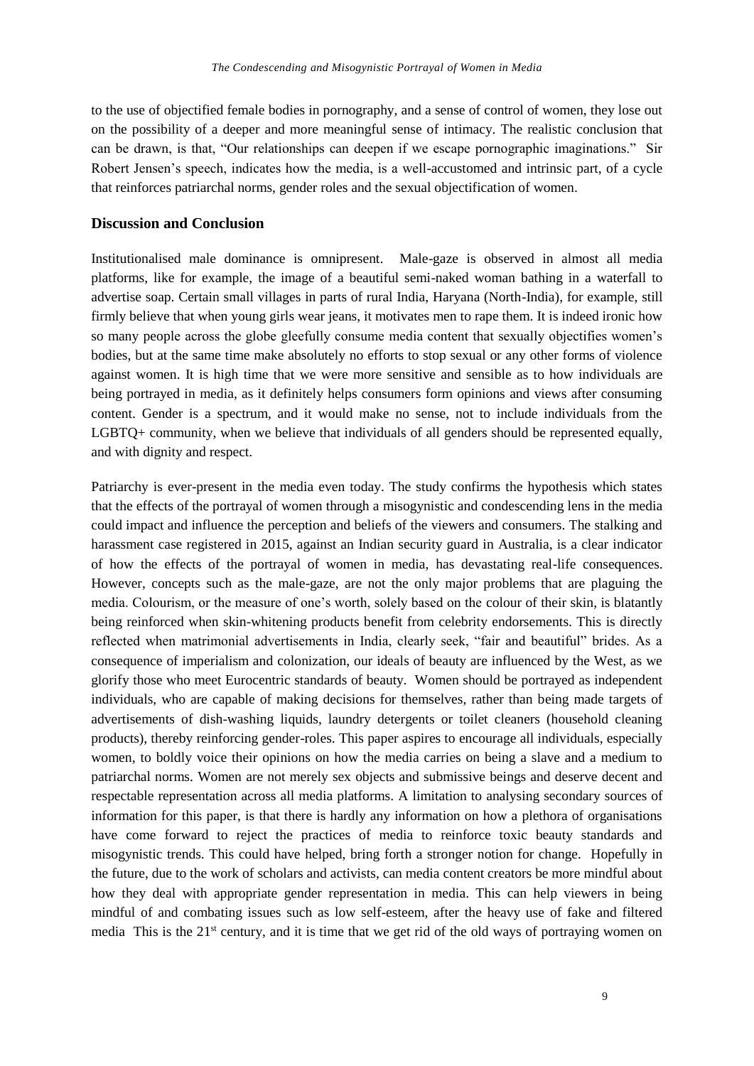to the use of objectified female bodies in pornography, and a sense of control of women, they lose out on the possibility of a deeper and more meaningful sense of intimacy. The realistic conclusion that can be drawn, is that, "Our relationships can deepen if we escape pornographic imaginations." Sir Robert Jensen's speech, indicates how the media, is a well-accustomed and intrinsic part, of a cycle that reinforces patriarchal norms, gender roles and the sexual objectification of women.

## Discussion and Conclusion

Institutionalised male dominance is omnipresent. Male-gaze is observed in almost all media platforms, like for example, the image of a beautiful semi-naked woman bathing in a waterfall to advertise soap. Certain small villages in parts of rural India, Haryana (North-India), for example, still firmly believe that when young girls wear jeans, it motivates men to rape them. It is indeed ironic how so many people across the globe gleefully consume media content that sexually objectifies women's bodies, but at the same time make absolutely no efforts to stop sexual or any other forms of violence against women. It is high time that we were more sensitive and sensible as to how individuals are being portrayed in media, as it definitely helps consumers form opinions and views after consuming content. Gender is a spectrum, and it would make no sense, not to include individuals from the LGBTQ+ community, when we believe that individuals of all genders should be represented equally, and with dignity and respect.

Patriarchy is ever-present in the media even today. The study confirms the hypothesis which states that the effects of the portrayal of women through a misogynistic and condescending lens in the media could impact and influence the perception and beliefs of the viewers and consumers. The stalking and harassment case registered in 2015, against an Indian security guard in Australia, is a clear indicator of how the effects of the portrayal of women in media, has devastating real-life consequences. However, concepts such as the male-gaze, are not the only major problems that are plaguing the media. Colourism, or the measure of one's worth, solely based on the colour of their skin, is blatantly being reinforced when skin-whitening products benefit from celebrity endorsements. This is directly reflected when matrimonial advertisements in India, clearly seek, "fair and beautiful" brides. As a consequence of imperialism and colonization, our ideals of beauty are influenced by the West, as we glorify those who meet Eurocentric standards of beauty. Women should be portrayed as independent individuals, who are capable of making decisions for themselves, rather than being made targets of advertisements of dish-washing liquids, laundry detergents or toilet cleaners (household cleaning products), thereby reinforcing gender-roles. This paper aspires to encourage all individuals, especially women, to boldly voice their opinions on how the media carries on being a slave and a medium to patriarchal norms. Women are not merely sex objects and submissive beings and deserve decent and respectable representation across all media platforms. A limitation to analysing secondary sources of information for this paper, is that there is hardly any information on how a plethora of organisations have come forward to reject the practices of media to reinforce toxic beauty standards and misogynistic trends. This could have helped, bring forth a stronger notion for change. Hopefully in the future, due to the work of scholars and activists, can media content creators be more mindful about how they deal with appropriate gender representation in media. This can help viewers in being mindful of and combating issues such as low self-esteem, after the heavy use of fake and filtered media This is the 21st century, and it is time that we get rid of the old ways of portraying women on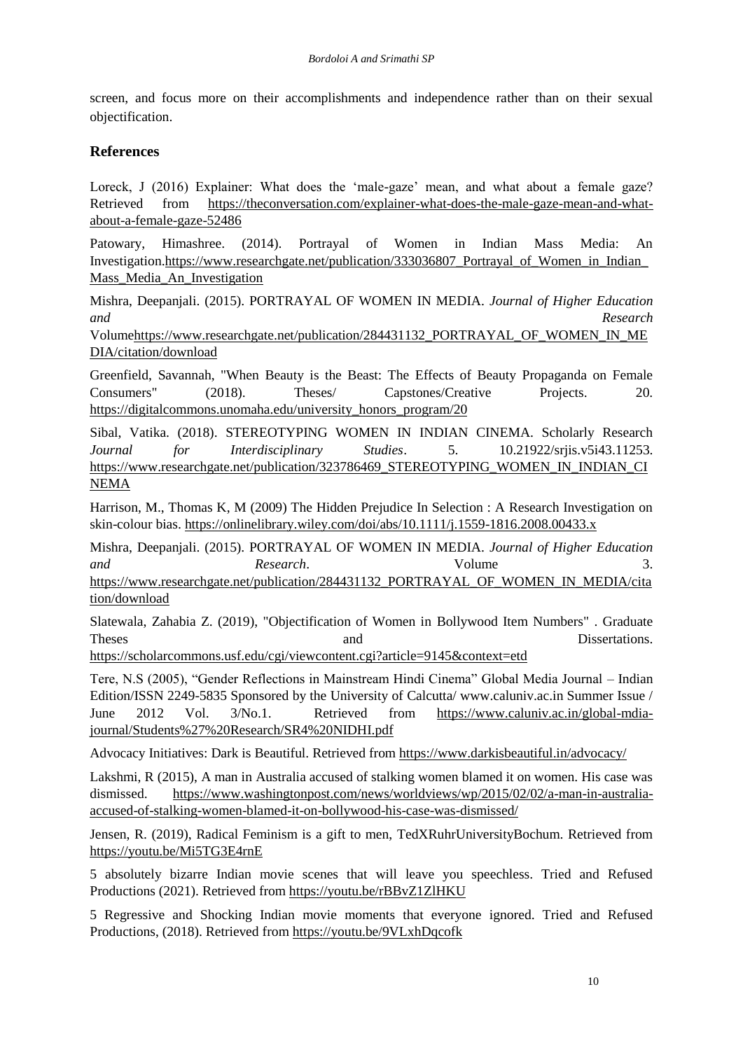screen, and focus more on their accomplishments and independence rather than on their sexual objectification.

## References

Loreck, J (2016) Explainer: What does the 'male-gaze' mean, and what about a female gaze? Retrieved from https://theconversation.com/explainer-what-does-the-male-gaze-mean-and-what-about-a-female-gaze-52486

Patowary, Himashree. (2014). Portrayal of Women in Indian Mass Media: An Investigation.https://www.researchgate.net/publication/333036807_Portrayal_of_Women_in_Indian_Mass_Media_An_Investigation

Mishra, Deepanjali. (2015). PORTRAYAL OF WOMEN IN MEDIA. *Journal of Higher Education and Research* Volumehttps://www.researchgate.net/publication/284431132_PORTRAYAL_OF_WOMEN_IN_MEDIA/citation/download

Greenfield, Savannah, "When Beauty is the Beast: The Effects of Beauty Propaganda on Female Consumers" (2018). Theses/ Capstones/Creative Projects. 20. https://digitalcommons.unomaha.edu/university_honors_program/20

Sibal, Vatika. (2018). STEREOTYPING WOMEN IN INDIAN CINEMA. Scholarly Research *Journal for Interdisciplinary Studies*. 5. 10.21922/srjis.v5i43.11253. https://www.researchgate.net/publication/323786469_STEREOTYPING_WOMEN_IN_INDIAN_CINEMA

Harrison, M., Thomas K, M (2009) The Hidden Prejudice In Selection : A Research Investigation on skin-colour bias. https://onlinelibrary.wiley.com/doi/abs/10.1111/j.1559-1816.2008.00433.x

Mishra, Deepanjali. (2015). PORTRAYAL OF WOMEN IN MEDIA. *Journal of Higher Education and Research*. Volume 3. https://www.researchgate.net/publication/284431132_PORTRAYAL_OF_WOMEN_IN_MEDIA/citation/download

Slatewala, Zahabia Z. (2019), "Objectification of Women in Bollywood Item Numbers" . Graduate Theses and Dissertations. https://scholarcommons.usf.edu/cgi/viewcontent.cgi?article=9145&context=etd

Tere, N.S (2005), "Gender Reflections in Mainstream Hindi Cinema" Global Media Journal – Indian Edition/ISSN 2249-5835 Sponsored by the University of Calcutta/ www.caluniv.ac.in Summer Issue / June 2012 Vol. 3/No.1. Retrieved from https://www.caluniv.ac.in/global-mdia-journal/Students%27%20Research/SR4%20NIDHI.pdf

Advocacy Initiatives: Dark is Beautiful. Retrieved from https://www.darkisbeautiful.in/advocacy/

Lakshmi, R (2015), A man in Australia accused of stalking women blamed it on women. His case was dismissed. https://www.washingtonpost.com/news/worldviews/wp/2015/02/02/a-man-in-australia-accused-of-stalking-women-blamed-it-on-bollywood-his-case-was-dismissed/

Jensen, R. (2019), Radical Feminism is a gift to men, TedXRuhrUniversityBochum. Retrieved from https://youtu.be/Mi5TG3E4rnE

5 absolutely bizarre Indian movie scenes that will leave you speechless. Tried and Refused Productions (2021). Retrieved from https://youtu.be/rBBvZ1ZlHKU

5 Regressive and Shocking Indian movie moments that everyone ignored. Tried and Refused Productions, (2018). Retrieved from https://youtu.be/9VLxhDqcofk